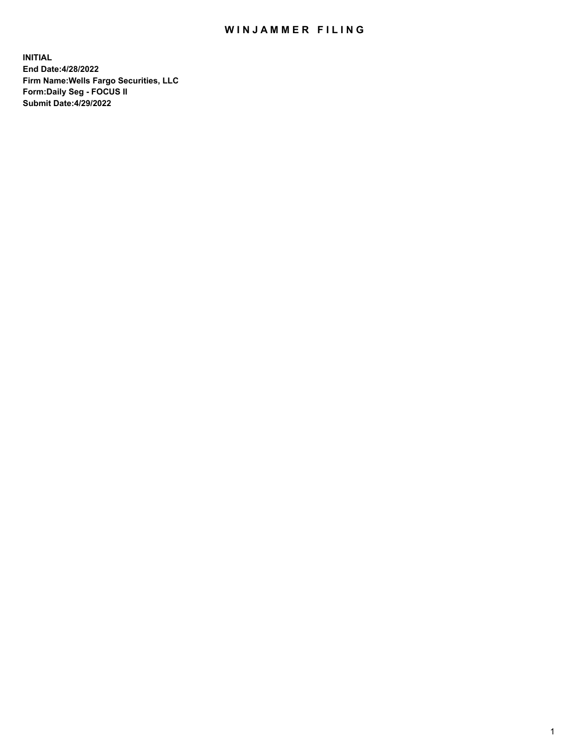# WINJAMMER FILING

**INITIAL**
**End Date:4/28/2022**
**Firm Name:Wells Fargo Securities, LLC**
**Form:Daily Seg - FOCUS II**
**Submit Date:4/29/2022**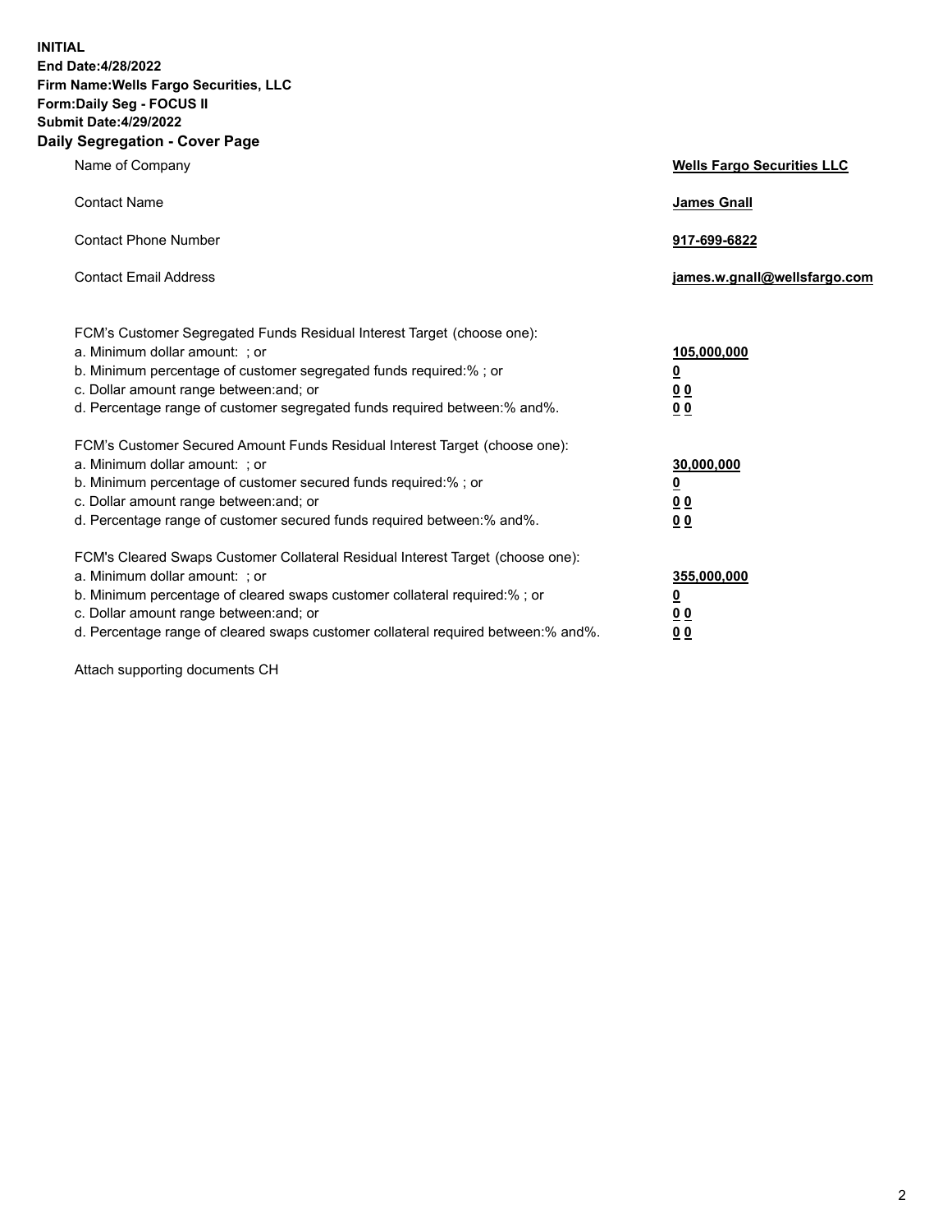**INITIAL**
**End Date:4/28/2022**
**Firm Name:Wells Fargo Securities, LLC**
**Form:Daily Seg - FOCUS II**
**Submit Date:4/29/2022**

## Daily Segregation - Cover Page

| | |
|---|---|
| Name of Company | **Wells Fargo Securities LLC** |
| Contact Name | **James Gnall** |
| Contact Phone Number | **917-699-6822** |
| Contact Email Address | **james.w.gnall@wellsfargo.com** |

| | |
|---|---|
| FCM's Customer Segregated Funds Residual Interest Target (choose one): | |
| a. Minimum dollar amount: ; or | **105,000,000** |
| b. Minimum percentage of customer segregated funds required:% ; or | **0** |
| c. Dollar amount range between:and; or | **0 0** |
| d. Percentage range of customer segregated funds required between:% and%. | **0 0** |
| FCM's Customer Secured Amount Funds Residual Interest Target (choose one): | |
| a. Minimum dollar amount: ; or | **30,000,000** |
| b. Minimum percentage of customer secured funds required:% ; or | **0** |
| c. Dollar amount range between:and; or | **0 0** |
| d. Percentage range of customer secured funds required between:% and%. | **0 0** |
| FCM's Cleared Swaps Customer Collateral Residual Interest Target (choose one): | |
| a. Minimum dollar amount: ; or | **355,000,000** |
| b. Minimum percentage of cleared swaps customer collateral required:% ; or | **0** |
| c. Dollar amount range between:and; or | **0 0** |
| d. Percentage range of cleared swaps customer collateral required between:% and%. | **0 0** |

Attach supporting documents CH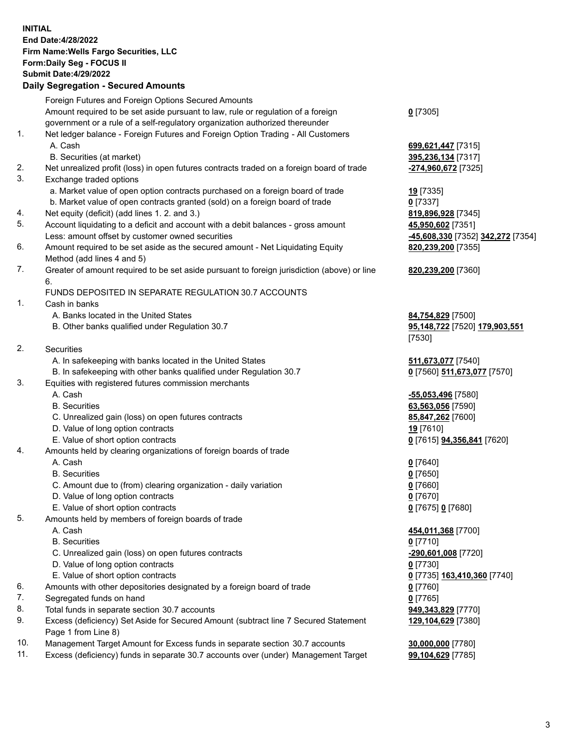**INITIAL**
**End Date:4/28/2022**
**Firm Name:Wells Fargo Securities, LLC**
**Form:Daily Seg - FOCUS II**
**Submit Date:4/29/2022**

## Daily Segregation - Secured Amounts

| | | |
|---|---|---|
| | Foreign Futures and Foreign Options Secured Amounts | |
| | Amount required to be set aside pursuant to law, rule or regulation of a foreign government or a rule of a self-regulatory organization authorized thereunder | **0** [7305] |
| 1. | Net ledger balance - Foreign Futures and Foreign Option Trading - All Customers | |
| | A. Cash | **699,621,447** [7315] |
| | B. Securities (at market) | **395,236,134** [7317] |
| 2. | Net unrealized profit (loss) in open futures contracts traded on a foreign board of trade | **-274,960,672** [7325] |
| 3. | Exchange traded options | |
| | a. Market value of open option contracts purchased on a foreign board of trade | **19** [7335] |
| | b. Market value of open contracts granted (sold) on a foreign board of trade | **0** [7337] |
| 4. | Net equity (deficit) (add lines 1. 2. and 3.) | **819,896,928** [7345] |
| 5. | Account liquidating to a deficit and account with a debit balances - gross amount | **45,950,602** [7351] |
| | Less: amount offset by customer owned securities | **-45,608,330** [7352] **342,272** [7354] |
| 6. | Amount required to be set aside as the secured amount - Net Liquidating Equity Method (add lines 4 and 5) | **820,239,200** [7355] |
| 7. | Greater of amount required to be set aside pursuant to foreign jurisdiction (above) or line 6. | **820,239,200** [7360] |
| | FUNDS DEPOSITED IN SEPARATE REGULATION 30.7 ACCOUNTS | |
| 1. | Cash in banks | |
| | A. Banks located in the United States | **84,754,829** [7500] |
| | B. Other banks qualified under Regulation 30.7 | **95,148,722** [7520] **179,903,551** [7530] |
| 2. | Securities | |
| | A. In safekeeping with banks located in the United States | **511,673,077** [7540] |
| | B. In safekeeping with other banks qualified under Regulation 30.7 | **0** [7560] **511,673,077** [7570] |
| 3. | Equities with registered futures commission merchants | |
| | A. Cash | **-55,053,496** [7580] |
| | B. Securities | **63,563,056** [7590] |
| | C. Unrealized gain (loss) on open futures contracts | **85,847,262** [7600] |
| | D. Value of long option contracts | **19** [7610] |
| | E. Value of short option contracts | **0** [7615] **94,356,841** [7620] |
| 4. | Amounts held by clearing organizations of foreign boards of trade | |
| | A. Cash | **0** [7640] |
| | B. Securities | **0** [7650] |
| | C. Amount due to (from) clearing organization - daily variation | **0** [7660] |
| | D. Value of long option contracts | **0** [7670] |
| | E. Value of short option contracts | **0** [7675] **0** [7680] |
| 5. | Amounts held by members of foreign boards of trade | |
| | A. Cash | **454,011,368** [7700] |
| | B. Securities | **0** [7710] |
| | C. Unrealized gain (loss) on open futures contracts | **-290,601,008** [7720] |
| | D. Value of long option contracts | **0** [7730] |
| | E. Value of short option contracts | **0** [7735] **163,410,360** [7740] |
| 6. | Amounts with other depositories designated by a foreign board of trade | **0** [7760] |
| 7. | Segregated funds on hand | **0** [7765] |
| 8. | Total funds in separate section 30.7 accounts | **949,343,829** [7770] |
| 9. | Excess (deficiency) Set Aside for Secured Amount (subtract line 7 Secured Statement Page 1 from Line 8) | **129,104,629** [7380] |
| 10. | Management Target Amount for Excess funds in separate section 30.7 accounts | **30,000,000** [7780] |
| 11. | Excess (deficiency) funds in separate 30.7 accounts over (under) Management Target | **99,104,629** [7785] |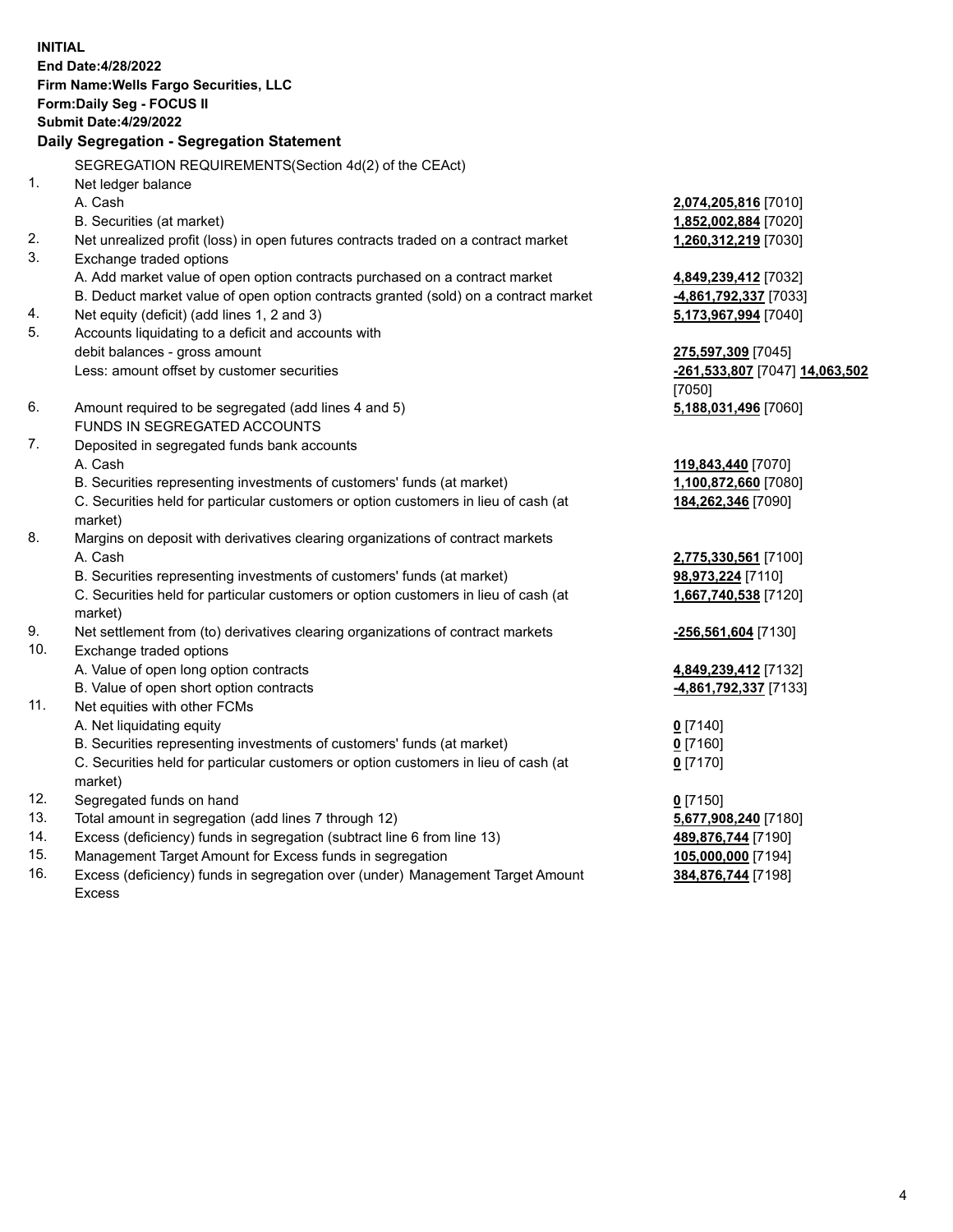**INITIAL**
**End Date:4/28/2022**
**Firm Name:Wells Fargo Securities, LLC**
**Form:Daily Seg - FOCUS II**
**Submit Date:4/29/2022**

## Daily Segregation - Segregation Statement

SEGREGATION REQUIREMENTS(Section 4d(2) of the CEAct)

| | | |
|---|---|---|
| 1. | Net ledger balance | |
| | A. Cash | **2,074,205,816** [7010] |
| | B. Securities (at market) | **1,852,002,884** [7020] |
| 2. | Net unrealized profit (loss) in open futures contracts traded on a contract market | **1,260,312,219** [7030] |
| 3. | Exchange traded options | |
| | A. Add market value of open option contracts purchased on a contract market | **4,849,239,412** [7032] |
| | B. Deduct market value of open option contracts granted (sold) on a contract market | **-4,861,792,337** [7033] |
| 4. | Net equity (deficit) (add lines 1, 2 and 3) | **5,173,967,994** [7040] |
| 5. | Accounts liquidating to a deficit and accounts with debit balances - gross amount | **275,597,309** [7045] |
| | Less: amount offset by customer securities | **-261,533,807** [7047] **14,063,502** [7050] |
| 6. | Amount required to be segregated (add lines 4 and 5) | **5,188,031,496** [7060] |
| | FUNDS IN SEGREGATED ACCOUNTS | |
| 7. | Deposited in segregated funds bank accounts | |
| | A. Cash | **119,843,440** [7070] |
| | B. Securities representing investments of customers' funds (at market) | **1,100,872,660** [7080] |
| | C. Securities held for particular customers or option customers in lieu of cash (at market) | **184,262,346** [7090] |
| 8. | Margins on deposit with derivatives clearing organizations of contract markets | |
| | A. Cash | **2,775,330,561** [7100] |
| | B. Securities representing investments of customers' funds (at market) | **98,973,224** [7110] |
| | C. Securities held for particular customers or option customers in lieu of cash (at market) | **1,667,740,538** [7120] |
| 9. | Net settlement from (to) derivatives clearing organizations of contract markets | **-256,561,604** [7130] |
| 10. | Exchange traded options | |
| | A. Value of open long option contracts | **4,849,239,412** [7132] |
| | B. Value of open short option contracts | **-4,861,792,337** [7133] |
| 11. | Net equities with other FCMs | |
| | A. Net liquidating equity | **0** [7140] |
| | B. Securities representing investments of customers' funds (at market) | **0** [7160] |
| | C. Securities held for particular customers or option customers in lieu of cash (at market) | **0** [7170] |
| 12. | Segregated funds on hand | **0** [7150] |
| 13. | Total amount in segregation (add lines 7 through 12) | **5,677,908,240** [7180] |
| 14. | Excess (deficiency) funds in segregation (subtract line 6 from line 13) | **489,876,744** [7190] |
| 15. | Management Target Amount for Excess funds in segregation | **105,000,000** [7194] |
| 16. | Excess (deficiency) funds in segregation over (under) Management Target Amount Excess | **384,876,744** [7198] |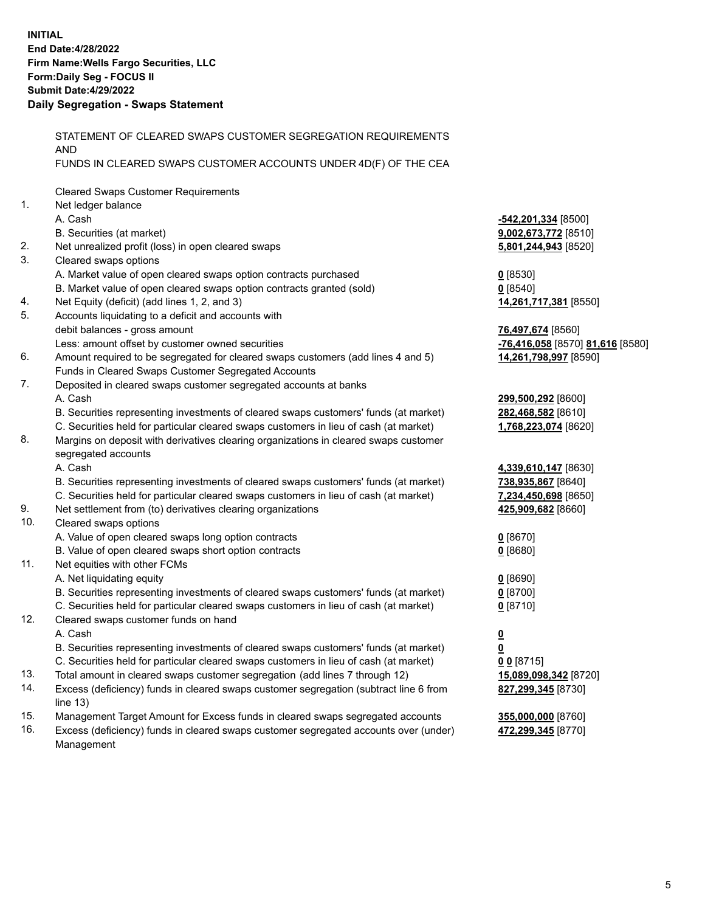**INITIAL**
**End Date:4/28/2022**
**Firm Name:Wells Fargo Securities, LLC**
**Form:Daily Seg - FOCUS II**
**Submit Date:4/29/2022**
**Daily Segregation - Swaps Statement**

STATEMENT OF CLEARED SWAPS CUSTOMER SEGREGATION REQUIREMENTS AND FUNDS IN CLEARED SWAPS CUSTOMER ACCOUNTS UNDER 4D(F) OF THE CEA

| | | |
|---|---|---|
| | Cleared Swaps Customer Requirements | |
| 1. | Net ledger balance | |
| | A. Cash | **-542,201,334** [8500] |
| | B. Securities (at market) | **9,002,673,772** [8510] |
| 2. | Net unrealized profit (loss) in open cleared swaps | **5,801,244,943** [8520] |
| 3. | Cleared swaps options | |
| | A. Market value of open cleared swaps option contracts purchased | **0** [8530] |
| | B. Market value of open cleared swaps option contracts granted (sold) | **0** [8540] |
| 4. | Net Equity (deficit) (add lines 1, 2, and 3) | **14,261,717,381** [8550] |
| 5. | Accounts liquidating to a deficit and accounts with debit balances - gross amount | **76,497,674** [8560] |
| | Less: amount offset by customer owned securities | **-76,416,058** [8570] **81,616** [8580] |
| 6. | Amount required to be segregated for cleared swaps customers (add lines 4 and 5) | **14,261,798,997** [8590] |
| | Funds in Cleared Swaps Customer Segregated Accounts | |
| 7. | Deposited in cleared swaps customer segregated accounts at banks | |
| | A. Cash | **299,500,292** [8600] |
| | B. Securities representing investments of cleared swaps customers' funds (at market) | **282,468,582** [8610] |
| | C. Securities held for particular cleared swaps customers in lieu of cash (at market) | **1,768,223,074** [8620] |
| 8. | Margins on deposit with derivatives clearing organizations in cleared swaps customer segregated accounts | |
| | A. Cash | **4,339,610,147** [8630] |
| | B. Securities representing investments of cleared swaps customers' funds (at market) | **738,935,867** [8640] |
| | C. Securities held for particular cleared swaps customers in lieu of cash (at market) | **7,234,450,698** [8650] |
| 9. | Net settlement from (to) derivatives clearing organizations | **425,909,682** [8660] |
| 10. | Cleared swaps options | |
| | A. Value of open cleared swaps long option contracts | **0** [8670] |
| | B. Value of open cleared swaps short option contracts | **0** [8680] |
| 11. | Net equities with other FCMs | |
| | A. Net liquidating equity | **0** [8690] |
| | B. Securities representing investments of cleared swaps customers' funds (at market) | **0** [8700] |
| | C. Securities held for particular cleared swaps customers in lieu of cash (at market) | **0** [8710] |
| 12. | Cleared swaps customer funds on hand | |
| | A. Cash | **0** |
| | B. Securities representing investments of cleared swaps customers' funds (at market) | **0** |
| | C. Securities held for particular cleared swaps customers in lieu of cash (at market) | **0** **0** [8715] |
| 13. | Total amount in cleared swaps customer segregation (add lines 7 through 12) | **15,089,098,342** [8720] |
| 14. | Excess (deficiency) funds in cleared swaps customer segregation (subtract line 6 from line 13) | **827,299,345** [8730] |
| 15. | Management Target Amount for Excess funds in cleared swaps segregated accounts | **355,000,000** [8760] |
| 16. | Excess (deficiency) funds in cleared swaps customer segregated accounts over (under) Management | **472,299,345** [8770] |